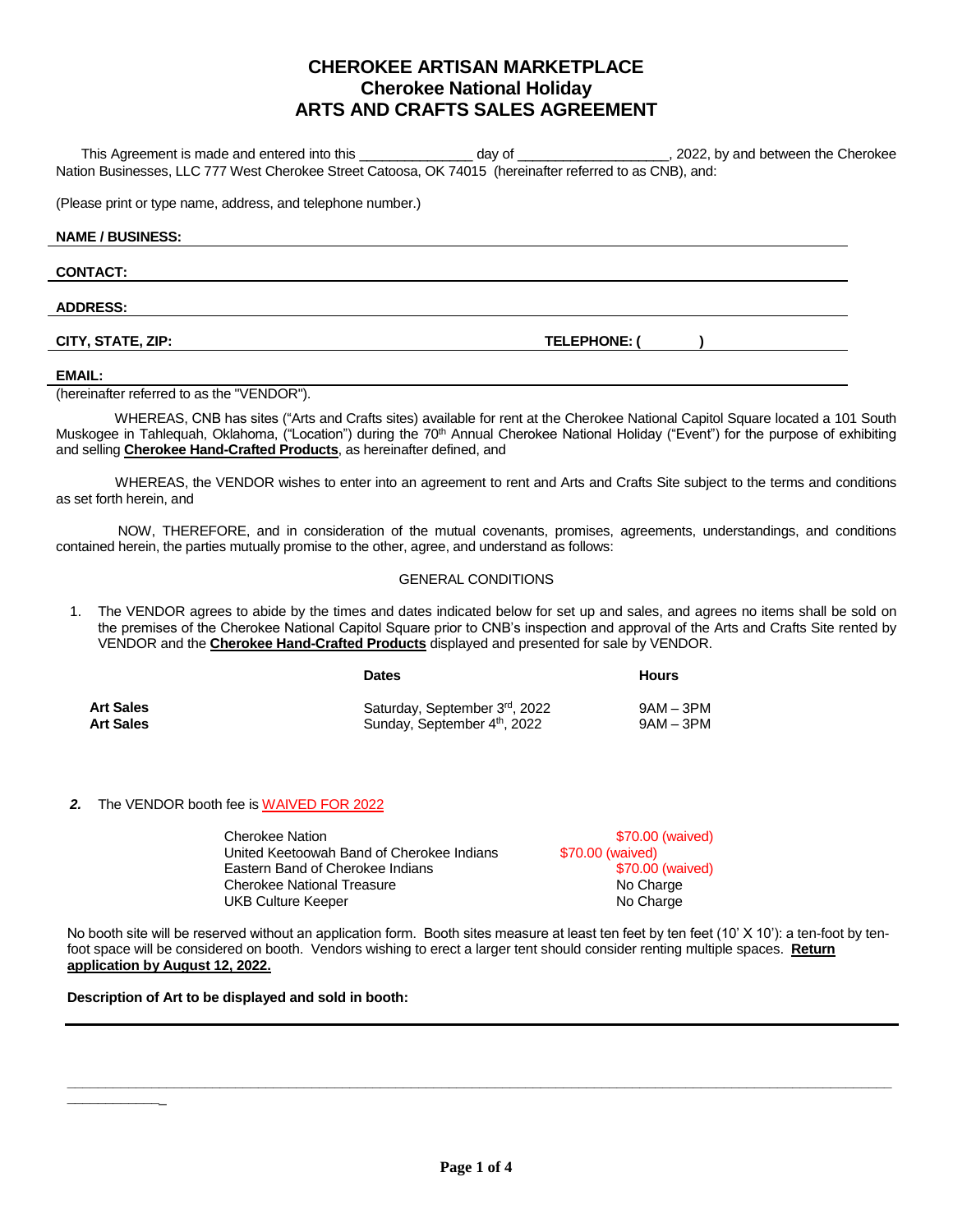# CHEROKEE ARTISAN MARKETPLACE
## Cherokee National Holiday
## ARTS AND CRAFTS SALES AGREEMENT

This Agreement is made and entered into this ______________ day of __________________, 2022, by and between the Cherokee Nation Businesses, LLC 777 West Cherokee Street Catoosa, OK 74015 (hereinafter referred to as CNB), and:

(Please print or type name, address, and telephone number.)

**NAME / BUSINESS:**

**CONTACT:**

**ADDRESS:**

**CITY, STATE, ZIP:** **TELEPHONE: (        )**

**EMAIL:**

(hereinafter referred to as the "VENDOR").

WHEREAS, CNB has sites ("Arts and Crafts sites) available for rent at the Cherokee National Capitol Square located a 101 South Muskogee in Tahlequah, Oklahoma, ("Location") during the 70th Annual Cherokee National Holiday ("Event") for the purpose of exhibiting and selling **Cherokee Hand-Crafted Products**, as hereinafter defined, and

WHEREAS, the VENDOR wishes to enter into an agreement to rent and Arts and Crafts Site subject to the terms and conditions as set forth herein, and

NOW, THEREFORE, and in consideration of the mutual covenants, promises, agreements, understandings, and conditions contained herein, the parties mutually promise to the other, agree, and understand as follows:

GENERAL CONDITIONS

1. The VENDOR agrees to abide by the times and dates indicated below for set up and sales, and agrees no items shall be sold on the premises of the Cherokee National Capitol Square prior to CNB's inspection and approval of the Arts and Crafts Site rented by VENDOR and the **Cherokee Hand-Crafted Products** displayed and presented for sale by VENDOR.

| | Dates | Hours |
|---|---|---|
| **Art Sales** | Saturday, September 3rd, 2022 | 9AM – 3PM |
| **Art Sales** | Sunday, September 4th, 2022 | 9AM – 3PM |

2. The VENDOR booth fee is WAIVED FOR 2022

| | |
|---|---|
| Cherokee Nation | $70.00 (waived) |
| United Keetoowah Band of Cherokee Indians | $70.00 (waived) |
| Eastern Band of Cherokee Indians | $70.00 (waived) |
| Cherokee National Treasure | No Charge |
| UKB Culture Keeper | No Charge |

No booth site will be reserved without an application form. Booth sites measure at least ten feet by ten feet (10' X 10'): a ten-foot by ten-foot space will be considered on booth. Vendors wishing to erect a larger tent should consider renting multiple spaces. **Return application by August 12, 2022.**

**Description of Art to be displayed and sold in booth:**

______________________________________________________________________________________________

____________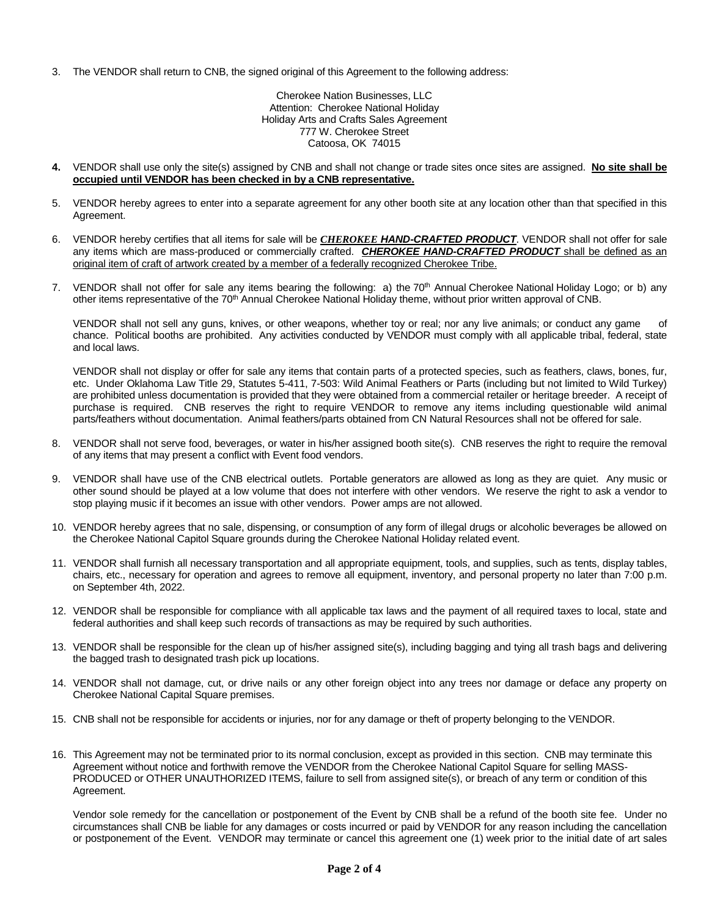3. The VENDOR shall return to CNB, the signed original of this Agreement to the following address:

Cherokee Nation Businesses, LLC
Attention: Cherokee National Holiday
Holiday Arts and Crafts Sales Agreement
777 W. Cherokee Street
Catoosa, OK 74015

**4.** VENDOR shall use only the site(s) assigned by CNB and shall not change or trade sites once sites are assigned. **No site shall be occupied until VENDOR has been checked in by a CNB representative.**

5. VENDOR hereby agrees to enter into a separate agreement for any other booth site at any location other than that specified in this Agreement.

6. VENDOR hereby certifies that all items for sale will be ***CHEROKEE HAND-CRAFTED PRODUCT***. VENDOR shall not offer for sale any items which are mass-produced or commercially crafted. ***CHEROKEE HAND-CRAFTED PRODUCT*** shall be defined as an original item of craft of artwork created by a member of a federally recognized Cherokee Tribe.

7. VENDOR shall not offer for sale any items bearing the following: a) the 70th Annual Cherokee National Holiday Logo; or b) any other items representative of the 70th Annual Cherokee National Holiday theme, without prior written approval of CNB.

   VENDOR shall not sell any guns, knives, or other weapons, whether toy or real; nor any live animals; or conduct any game of chance. Political booths are prohibited. Any activities conducted by VENDOR must comply with all applicable tribal, federal, state and local laws.

   VENDOR shall not display or offer for sale any items that contain parts of a protected species, such as feathers, claws, bones, fur, etc. Under Oklahoma Law Title 29, Statutes 5-411, 7-503: Wild Animal Feathers or Parts (including but not limited to Wild Turkey) are prohibited unless documentation is provided that they were obtained from a commercial retailer or heritage breeder. A receipt of purchase is required. CNB reserves the right to require VENDOR to remove any items including questionable wild animal parts/feathers without documentation. Animal feathers/parts obtained from CN Natural Resources shall not be offered for sale.

8. VENDOR shall not serve food, beverages, or water in his/her assigned booth site(s). CNB reserves the right to require the removal of any items that may present a conflict with Event food vendors.

9. VENDOR shall have use of the CNB electrical outlets. Portable generators are allowed as long as they are quiet. Any music or other sound should be played at a low volume that does not interfere with other vendors. We reserve the right to ask a vendor to stop playing music if it becomes an issue with other vendors. Power amps are not allowed.

10. VENDOR hereby agrees that no sale, dispensing, or consumption of any form of illegal drugs or alcoholic beverages be allowed on the Cherokee National Capitol Square grounds during the Cherokee National Holiday related event.

11. VENDOR shall furnish all necessary transportation and all appropriate equipment, tools, and supplies, such as tents, display tables, chairs, etc., necessary for operation and agrees to remove all equipment, inventory, and personal property no later than 7:00 p.m. on September 4th, 2022.

12. VENDOR shall be responsible for compliance with all applicable tax laws and the payment of all required taxes to local, state and federal authorities and shall keep such records of transactions as may be required by such authorities.

13. VENDOR shall be responsible for the clean up of his/her assigned site(s), including bagging and tying all trash bags and delivering the bagged trash to designated trash pick up locations.

14. VENDOR shall not damage, cut, or drive nails or any other foreign object into any trees nor damage or deface any property on Cherokee National Capital Square premises.

15. CNB shall not be responsible for accidents or injuries, nor for any damage or theft of property belonging to the VENDOR.

16. This Agreement may not be terminated prior to its normal conclusion, except as provided in this section. CNB may terminate this Agreement without notice and forthwith remove the VENDOR from the Cherokee National Capitol Square for selling MASS-PRODUCED or OTHER UNAUTHORIZED ITEMS, failure to sell from assigned site(s), or breach of any term or condition of this Agreement.

    Vendor sole remedy for the cancellation or postponement of the Event by CNB shall be a refund of the booth site fee. Under no circumstances shall CNB be liable for any damages or costs incurred or paid by VENDOR for any reason including the cancellation or postponement of the Event. VENDOR may terminate or cancel this agreement one (1) week prior to the initial date of art sales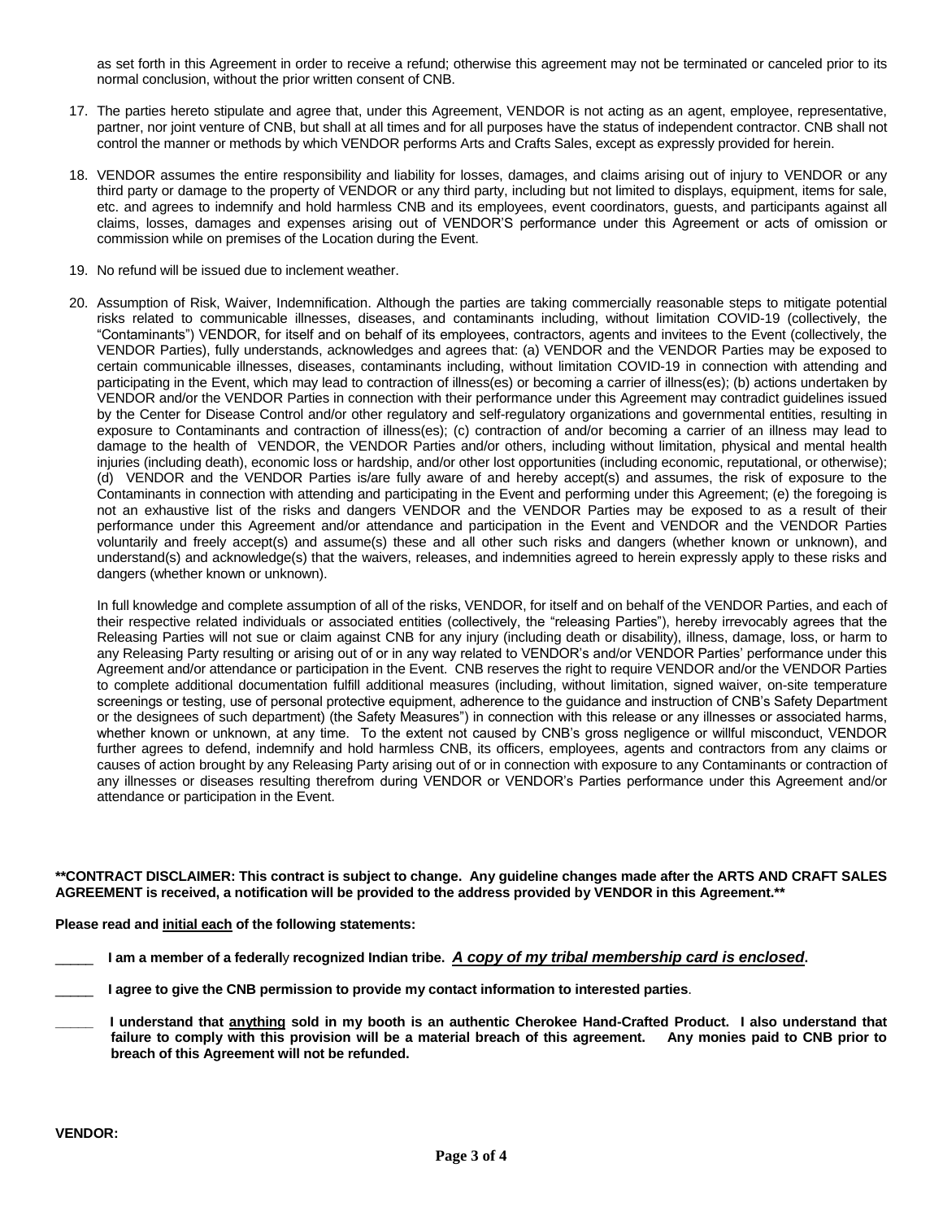as set forth in this Agreement in order to receive a refund; otherwise this agreement may not be terminated or canceled prior to its normal conclusion, without the prior written consent of CNB.

17. The parties hereto stipulate and agree that, under this Agreement, VENDOR is not acting as an agent, employee, representative, partner, nor joint venture of CNB, but shall at all times and for all purposes have the status of independent contractor. CNB shall not control the manner or methods by which VENDOR performs Arts and Crafts Sales, except as expressly provided for herein.

18. VENDOR assumes the entire responsibility and liability for losses, damages, and claims arising out of injury to VENDOR or any third party or damage to the property of VENDOR or any third party, including but not limited to displays, equipment, items for sale, etc. and agrees to indemnify and hold harmless CNB and its employees, event coordinators, guests, and participants against all claims, losses, damages and expenses arising out of VENDOR'S performance under this Agreement or acts of omission or commission while on premises of the Location during the Event.

19. No refund will be issued due to inclement weather.

20. Assumption of Risk, Waiver, Indemnification. Although the parties are taking commercially reasonable steps to mitigate potential risks related to communicable illnesses, diseases, and contaminants including, without limitation COVID-19 (collectively, the "Contaminants") VENDOR, for itself and on behalf of its employees, contractors, agents and invitees to the Event (collectively, the VENDOR Parties), fully understands, acknowledges and agrees that: (a) VENDOR and the VENDOR Parties may be exposed to certain communicable illnesses, diseases, contaminants including, without limitation COVID-19 in connection with attending and participating in the Event, which may lead to contraction of illness(es) or becoming a carrier of illness(es); (b) actions undertaken by VENDOR and/or the VENDOR Parties in connection with their performance under this Agreement may contradict guidelines issued by the Center for Disease Control and/or other regulatory and self-regulatory organizations and governmental entities, resulting in exposure to Contaminants and contraction of illness(es); (c) contraction of and/or becoming a carrier of an illness may lead to damage to the health of VENDOR, the VENDOR Parties and/or others, including without limitation, physical and mental health injuries (including death), economic loss or hardship, and/or other lost opportunities (including economic, reputational, or otherwise); (d) VENDOR and the VENDOR Parties is/are fully aware of and hereby accept(s) and assumes, the risk of exposure to the Contaminants in connection with attending and participating in the Event and performing under this Agreement; (e) the foregoing is not an exhaustive list of the risks and dangers VENDOR and the VENDOR Parties may be exposed to as a result of their performance under this Agreement and/or attendance and participation in the Event and VENDOR and the VENDOR Parties voluntarily and freely accept(s) and assume(s) these and all other such risks and dangers (whether known or unknown), and understand(s) and acknowledge(s) that the waivers, releases, and indemnities agreed to herein expressly apply to these risks and dangers (whether known or unknown).

    In full knowledge and complete assumption of all of the risks, VENDOR, for itself and on behalf of the VENDOR Parties, and each of their respective related individuals or associated entities (collectively, the "releasing Parties"), hereby irrevocably agrees that the Releasing Parties will not sue or claim against CNB for any injury (including death or disability), illness, damage, loss, or harm to any Releasing Party resulting or arising out of or in any way related to VENDOR's and/or VENDOR Parties' performance under this Agreement and/or attendance or participation in the Event. CNB reserves the right to require VENDOR and/or the VENDOR Parties to complete additional documentation fulfill additional measures (including, without limitation, signed waiver, on-site temperature screenings or testing, use of personal protective equipment, adherence to the guidance and instruction of CNB's Safety Department or the designees of such department) (the Safety Measures") in connection with this release or any illnesses or associated harms, whether known or unknown, at any time. To the extent not caused by CNB's gross negligence or willful misconduct, VENDOR further agrees to defend, indemnify and hold harmless CNB, its officers, employees, agents and contractors from any claims or causes of action brought by any Releasing Party arising out of or in connection with exposure to any Contaminants or contraction of any illnesses or diseases resulting therefrom during VENDOR or VENDOR's Parties performance under this Agreement and/or attendance or participation in the Event.

**\*\*CONTRACT DISCLAIMER: This contract is subject to change. Any guideline changes made after the ARTS AND CRAFT SALES AGREEMENT is received, a notification will be provided to the address provided by VENDOR in this Agreement.\*\***

**Please read and <u>initial each</u> of the following statements:**

_____ **I am a member of a federally recognized Indian tribe.** ***<u>A copy of my tribal membership card is enclosed</u>*.**

_____ **I agree to give the CNB permission to provide my contact information to interested parties**.

_____ **I understand that <u>anything</u> sold in my booth is an authentic Cherokee Hand-Crafted Product. I also understand that failure to comply with this provision will be a material breach of this agreement. Any monies paid to CNB prior to breach of this Agreement will not be refunded.**

**VENDOR:**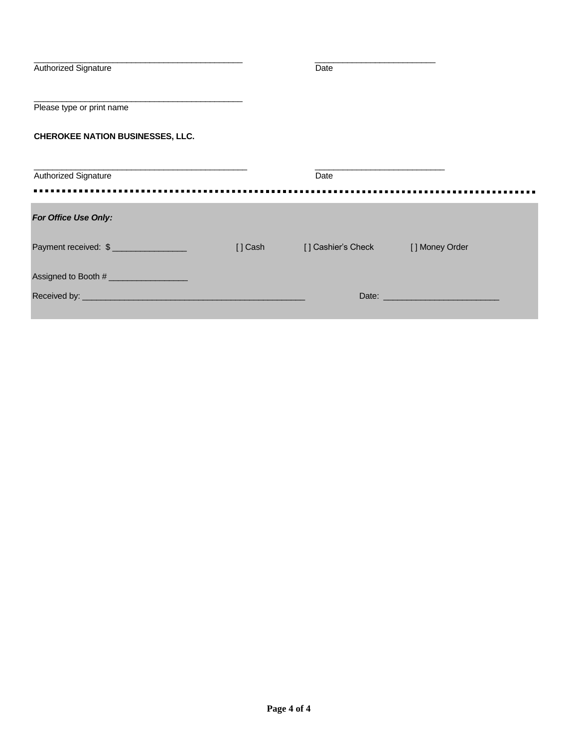_______________________________________________ _____________________________

Authorized Signature Date

_______________________________________________

Please type or print name

**CHEROKEE NATION BUSINESSES, LLC.**

_______________________________________________ _____________________________

Authorized Signature Date

---

***For Office Use Only:***

Payment received: $ ________________ [ ] Cash [ ] Cashier's Check [ ] Money Order

Assigned to Booth # _________________

Received by: ___________________________________________________ Date: _________________________